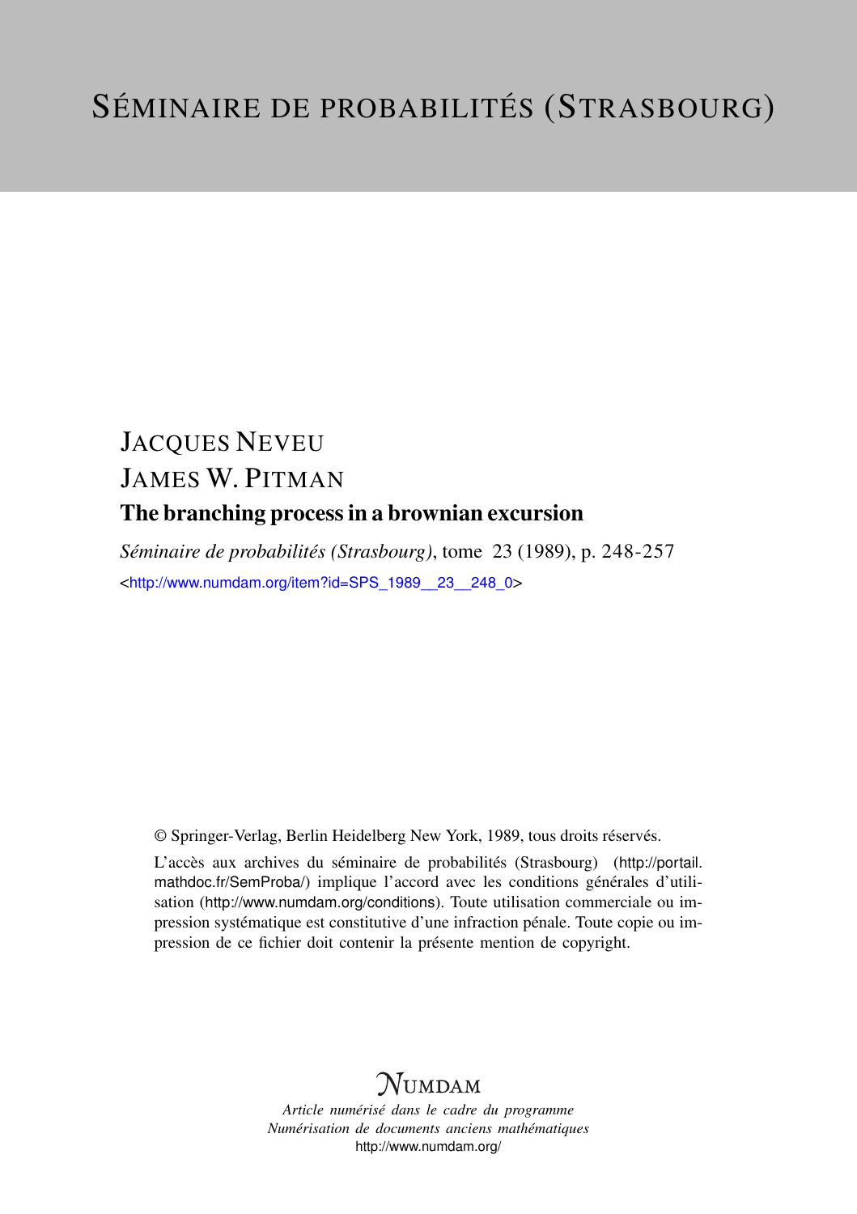# Séminaire de probabilités (Strasbourg)

JACQUES NEVEU

JAMES W. PITMAN

## The branching process in a brownian excursion

*Séminaire de probabilités (Strasbourg)*, tome 23 (1989), p. 248-257

<http://www.numdam.org/item?id=SPS_1989__23__248_0>

© Springer-Verlag, Berlin Heidelberg New York, 1989, tous droits réservés.

L'accès aux archives du séminaire de probabilités (Strasbourg) (http://portail.mathdoc.fr/SemProba/) implique l'accord avec les conditions générales d'utilisation (http://www.numdam.org/conditions). Toute utilisation commerciale ou impression systématique est constitutive d'une infraction pénale. Toute copie ou impression de ce fichier doit contenir la présente mention de copyright.

NUMDAM

*Article numérisé dans le cadre du programme*
*Numérisation de documents anciens mathématiques*
http://www.numdam.org/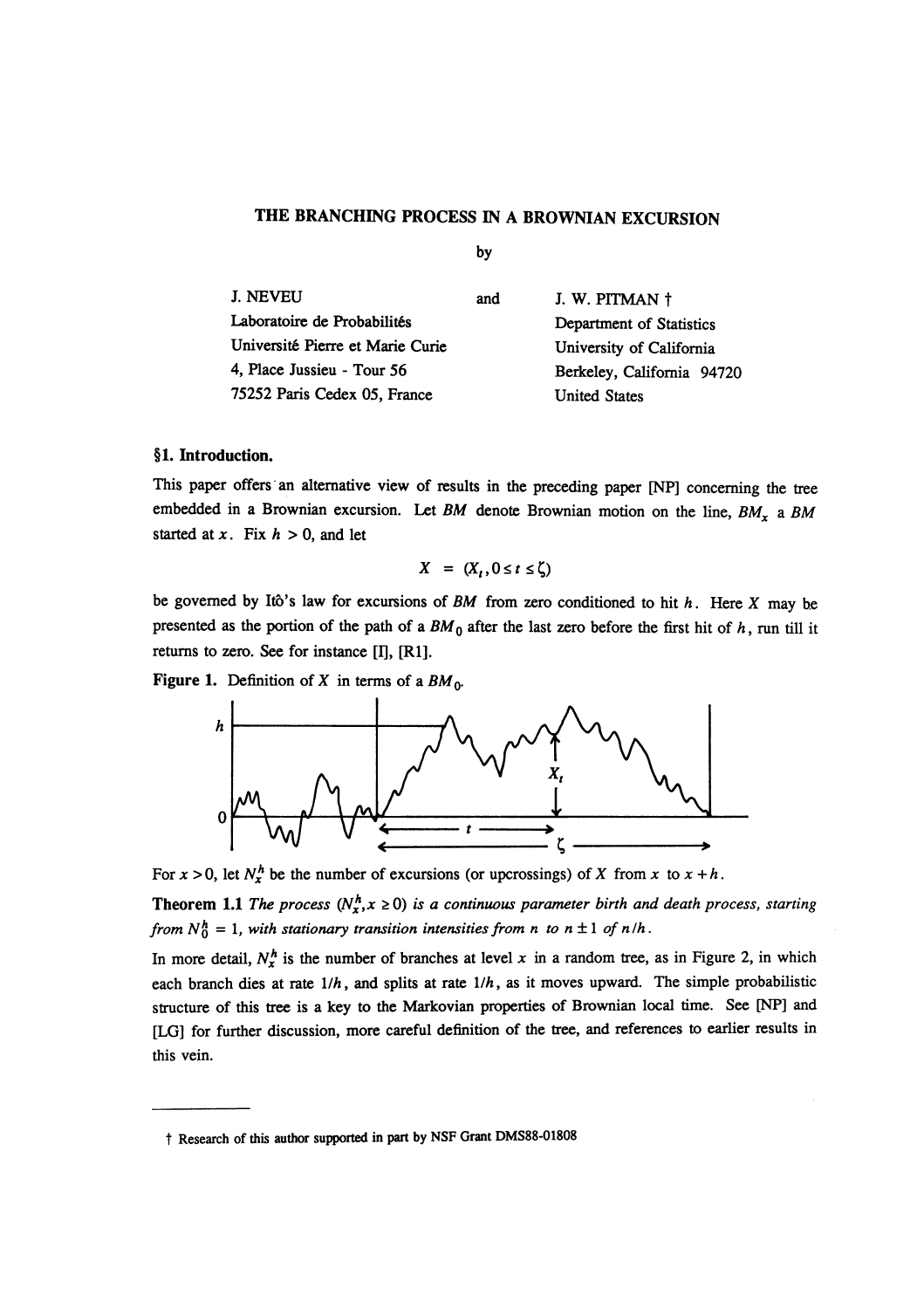# THE BRANCHING PROCESS IN A BROWNIAN EXCURSION

by

J. NEVEU
Laboratoire de Probabilités
Université Pierre et Marie Curie
4, Place Jussieu - Tour 56
75252 Paris Cedex 05, France

and

J. W. PITMAN †
Department of Statistics
University of California
Berkeley, California 94720
United States

## §1. Introduction.

This paper offers an alternative view of results in the preceding paper [NP] concerning the tree embedded in a Brownian excursion. Let $BM$ denote Brownian motion on the line, $BM_x$ a $BM$ started at $x$. Fix $h > 0$, and let

$$X = (X_t, 0 \le t \le \zeta)$$

be governed by Itô's law for excursions of $BM$ from zero conditioned to hit $h$. Here $X$ may be presented as the portion of the path of a $BM_0$ after the last zero before the first hit of $h$, run till it returns to zero. See for instance [I], [R1].

**Figure 1.** Definition of $X$ in terms of a $BM_0$.

For $x > 0$, let $N_x^h$ be the number of excursions (or upcrossings) of $X$ from $x$ to $x + h$.

**Theorem 1.1** *The process $(N_x^h, x \ge 0)$ is a continuous parameter birth and death process, starting from $N_0^h = 1$, with stationary transition intensities from $n$ to $n \pm 1$ of $n/h$.*

In more detail, $N_x^h$ is the number of branches at level $x$ in a random tree, as in Figure 2, in which each branch dies at rate $1/h$, and splits at rate $1/h$, as it moves upward. The simple probabilistic structure of this tree is a key to the Markovian properties of Brownian local time. See [NP] and [LG] for further discussion, more careful definition of the tree, and references to earlier results in this vein.

---

† Research of this author supported in part by NSF Grant DMS88-01808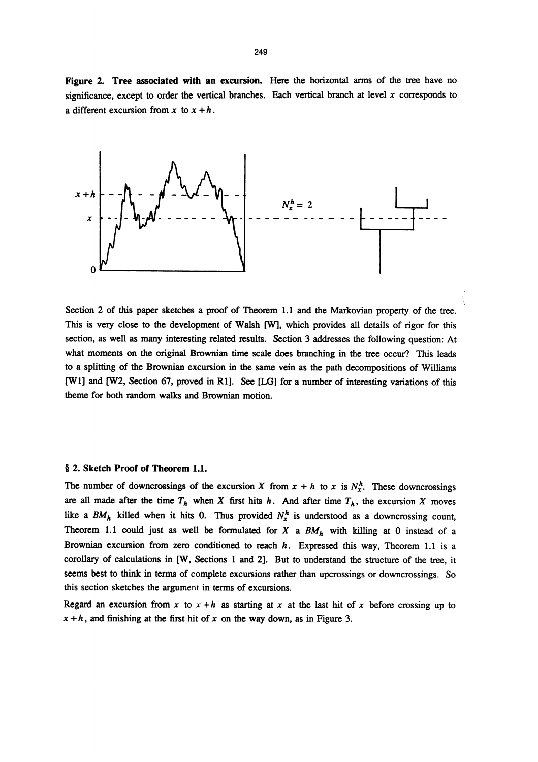**Figure 2. Tree associated with an excursion.** Here the horizontal arms of the tree have no significance, except to order the vertical branches. Each vertical branch at level $x$ corresponds to a different excursion from $x$ to $x+h$.

$N_x^h = 2$

Section 2 of this paper sketches a proof of Theorem 1.1 and the Markovian property of the tree. This is very close to the development of Walsh [W], which provides all details of rigor for this section, as well as many interesting related results. Section 3 addresses the following question: At what moments on the original Brownian time scale does branching in the tree occur? This leads to a splitting of the Brownian excursion in the same vein as the path decompositions of Williams [W1] and [W2, Section 67, proved in R1]. See [LG] for a number of interesting variations of this theme for both random walks and Brownian motion.

## § 2. Sketch Proof of Theorem 1.1.

The number of downcrossings of the excursion $X$ from $x+h$ to $x$ is $N_x^h$. These downcrossings are all made after the time $T_h$ when $X$ first hits $h$. And after time $T_h$, the excursion $X$ moves like a $BM_h$ killed when it hits 0. Thus provided $N_x^h$ is understood as a downcrossing count, Theorem 1.1 could just as well be formulated for $X$ a $BM_h$ with killing at 0 instead of a Brownian excursion from zero conditioned to reach $h$. Expressed this way, Theorem 1.1 is a corollary of calculations in [W, Sections 1 and 2]. But to understand the structure of the tree, it seems best to think in terms of complete excursions rather than upcrossings or downcrossings. So this section sketches the argument in terms of excursions.

Regard an excursion from $x$ to $x+h$ as starting at $x$ at the last hit of $x$ before crossing up to $x+h$, and finishing at the first hit of $x$ on the way down, as in Figure 3.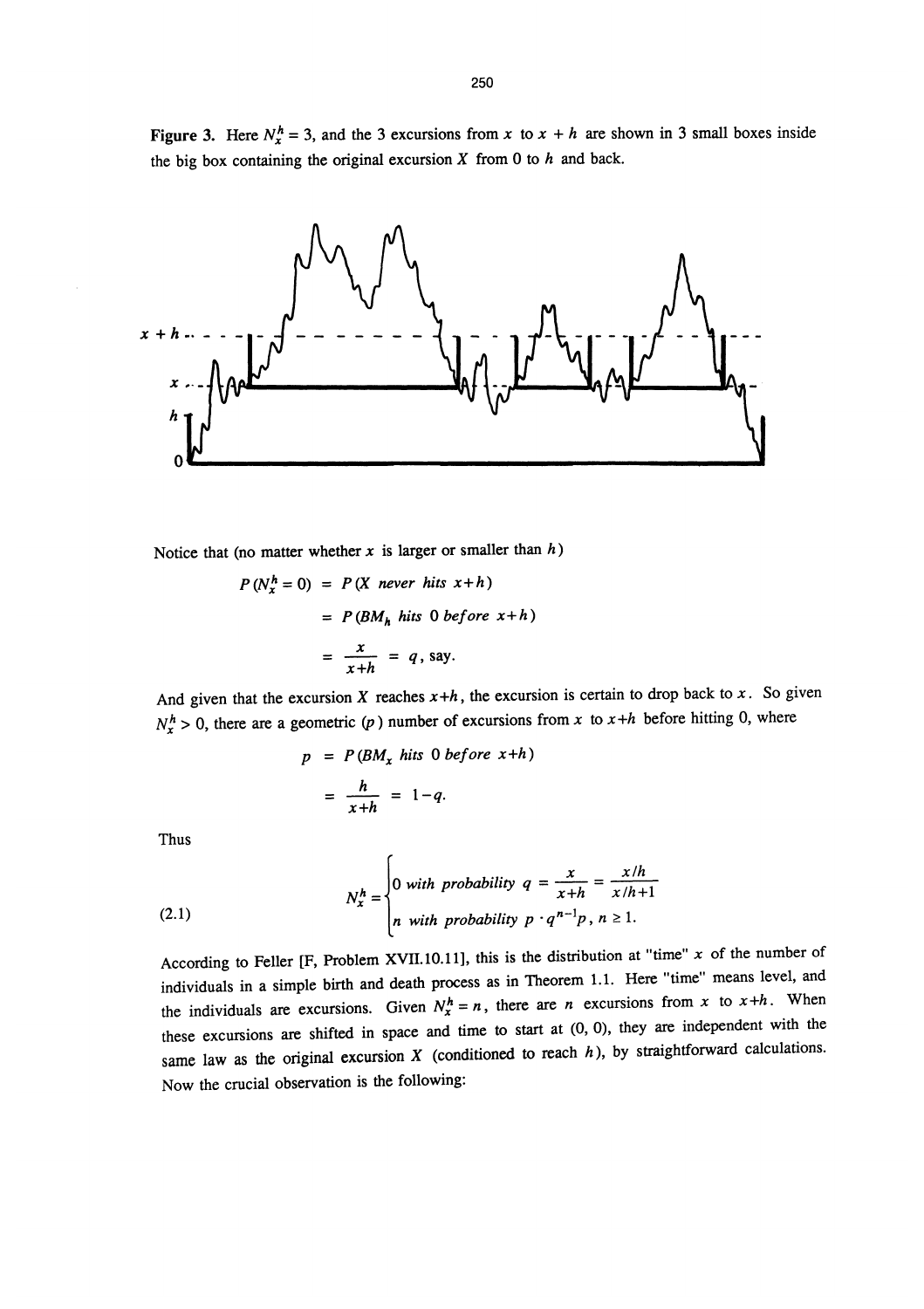**Figure 3.** Here $N_x^h = 3$, and the 3 excursions from $x$ to $x + h$ are shown in 3 small boxes inside the big box containing the original excursion $X$ from 0 to $h$ and back.

Notice that (no matter whether $x$ is larger or smaller than $h$)

$$
\begin{aligned}
P(N_x^h = 0) &= P(X \text{ never hits } x+h) \\
&= P(BM_h \text{ hits } 0 \text{ before } x+h) \\
&= \frac{x}{x+h} = q, \text{ say.}
\end{aligned}
$$

And given that the excursion $X$ reaches $x+h$, the excursion is certain to drop back to $x$. So given $N_x^h > 0$, there are a geometric ($p$) number of excursions from $x$ to $x+h$ before hitting 0, where

$$
\begin{aligned}
p &= P(BM_x \text{ hits } 0 \text{ before } x+h) \\
&= \frac{h}{x+h} = 1-q.
\end{aligned}
$$

Thus

$$
N_x^h = \begin{cases} 0 \text{ with probability } q = \dfrac{x}{x+h} = \dfrac{x/h}{x/h+1} \\ n \text{ with probability } p \cdot q^{n-1} p, \; n \geq 1. \end{cases} \tag{2.1}
$$

According to Feller [F, Problem XVII.10.11], this is the distribution at "time" $x$ of the number of individuals in a simple birth and death process as in Theorem 1.1. Here "time" means level, and the individuals are excursions. Given $N_x^h = n$, there are $n$ excursions from $x$ to $x+h$. When these excursions are shifted in space and time to start at (0, 0), they are independent with the same law as the original excursion $X$ (conditioned to reach $h$), by straightforward calculations. Now the crucial observation is the following: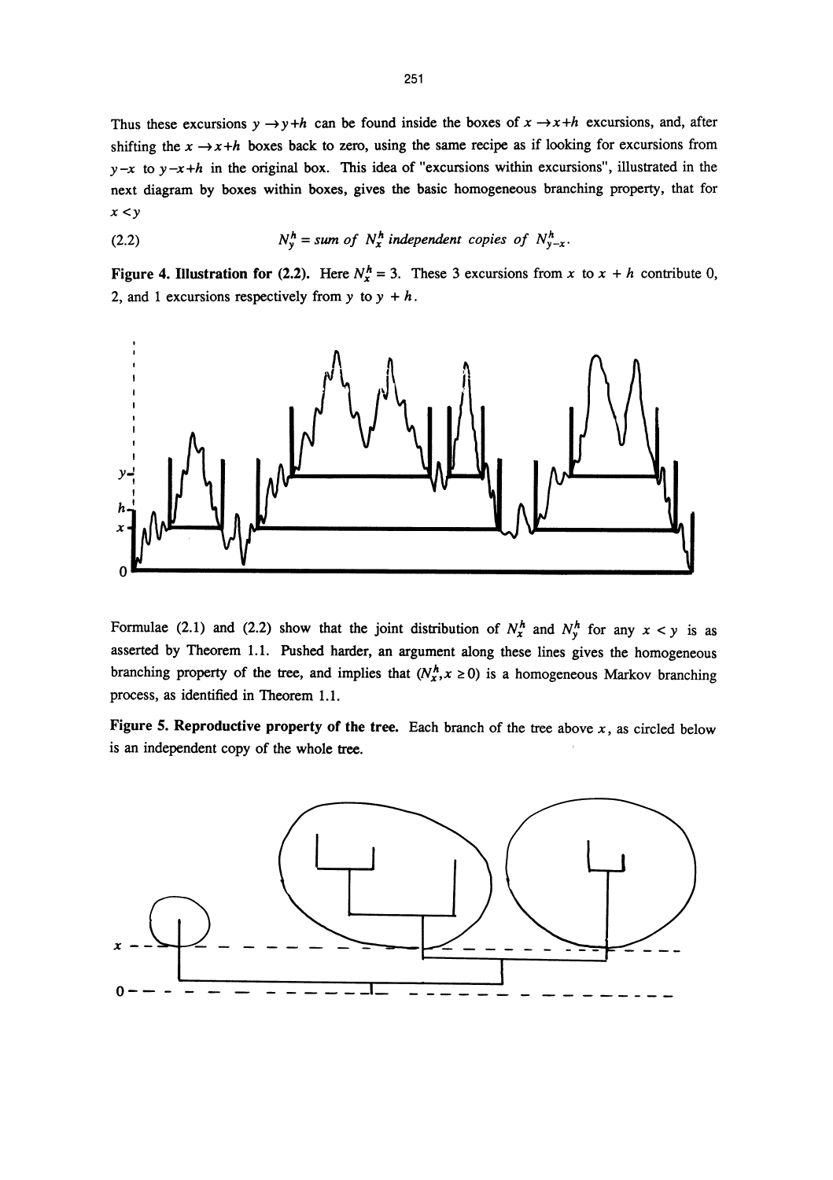Thus these excursions $y \to y+h$ can be found inside the boxes of $x \to x+h$ excursions, and, after shifting the $x \to x+h$ boxes back to zero, using the same recipe as if looking for excursions from $y-x$ to $y-x+h$ in the original box. This idea of "excursions within excursions", illustrated in the next diagram by boxes within boxes, gives the basic homogeneous branching property, that for $x < y$

$$N_y^h = \text{sum of } N_x^h \text{ independent copies of } N_{y-x}^h. \tag{2.2}$$

**Figure 4. Illustration for (2.2).** Here $N_x^h = 3$. These 3 excursions from $x$ to $x + h$ contribute 0, 2, and 1 excursions respectively from $y$ to $y + h$.

Formulae (2.1) and (2.2) show that the joint distribution of $N_x^h$ and $N_y^h$ for any $x < y$ is as asserted by Theorem 1.1. Pushed harder, an argument along these lines gives the homogeneous branching property of the tree, and implies that $(N_x^h, x \geq 0)$ is a homogeneous Markov branching process, as identified in Theorem 1.1.

**Figure 5. Reproductive property of the tree.** Each branch of the tree above $x$, as circled below is an independent copy of the whole tree.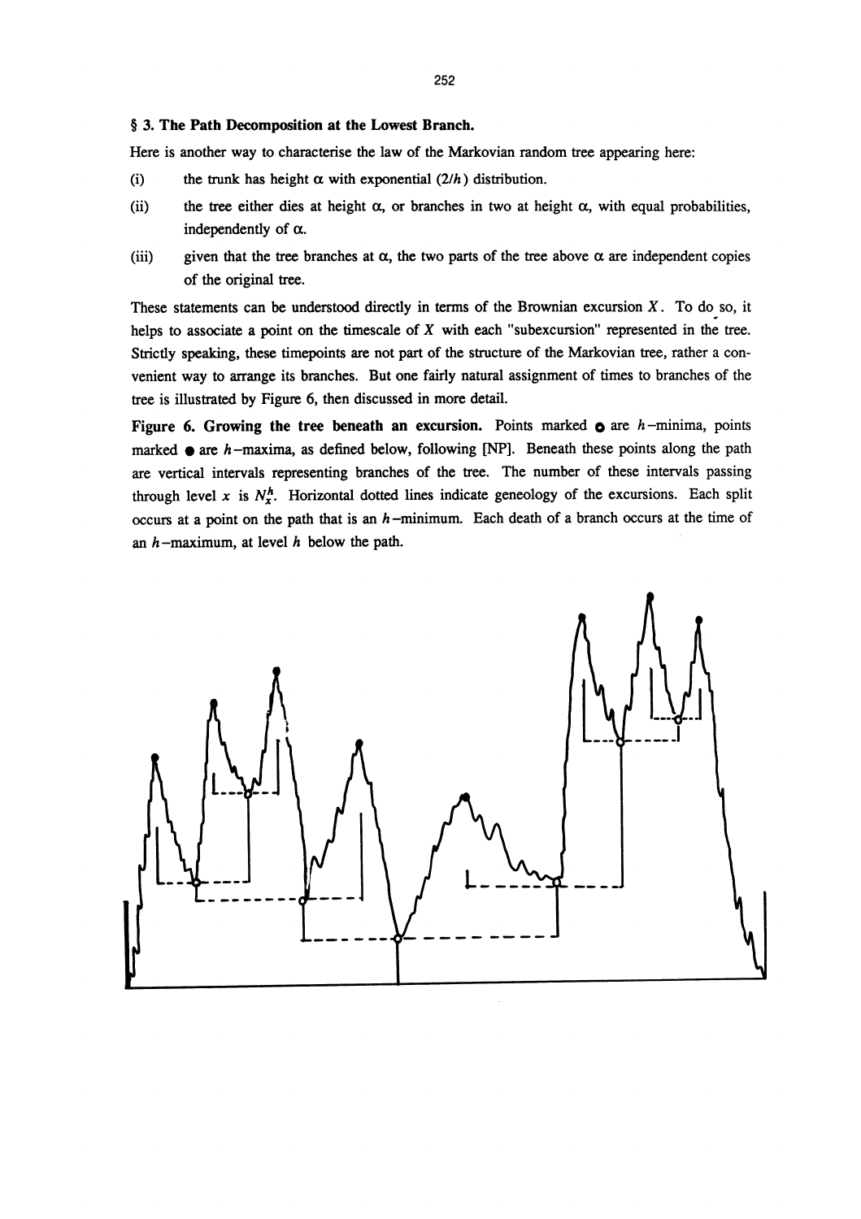## § 3. The Path Decomposition at the Lowest Branch.

Here is another way to characterise the law of the Markovian random tree appearing here:

(i) the trunk has height $\alpha$ with exponential $(2/h)$ distribution.

(ii) the tree either dies at height $\alpha$, or branches in two at height $\alpha$, with equal probabilities, independently of $\alpha$.

(iii) given that the tree branches at $\alpha$, the two parts of the tree above $\alpha$ are independent copies of the original tree.

These statements can be understood directly in terms of the Brownian excursion $X$. To do so, it helps to associate a point on the timescale of $X$ with each "subexcursion" represented in the tree. Strictly speaking, these timepoints are not part of the structure of the Markovian tree, rather a convenient way to arrange its branches. But one fairly natural assignment of times to branches of the tree is illustrated by Figure 6, then discussed in more detail.

**Figure 6. Growing the tree beneath an excursion.** Points marked ○ are $h$-minima, points marked ● are $h$-maxima, as defined below, following [NP]. Beneath these points along the path are vertical intervals representing branches of the tree. The number of these intervals passing through level $x$ is $N_x^h$. Horizontal dotted lines indicate geneology of the excursions. Each split occurs at a point on the path that is an $h$-minimum. Each death of a branch occurs at the time of an $h$-maximum, at level $h$ below the path.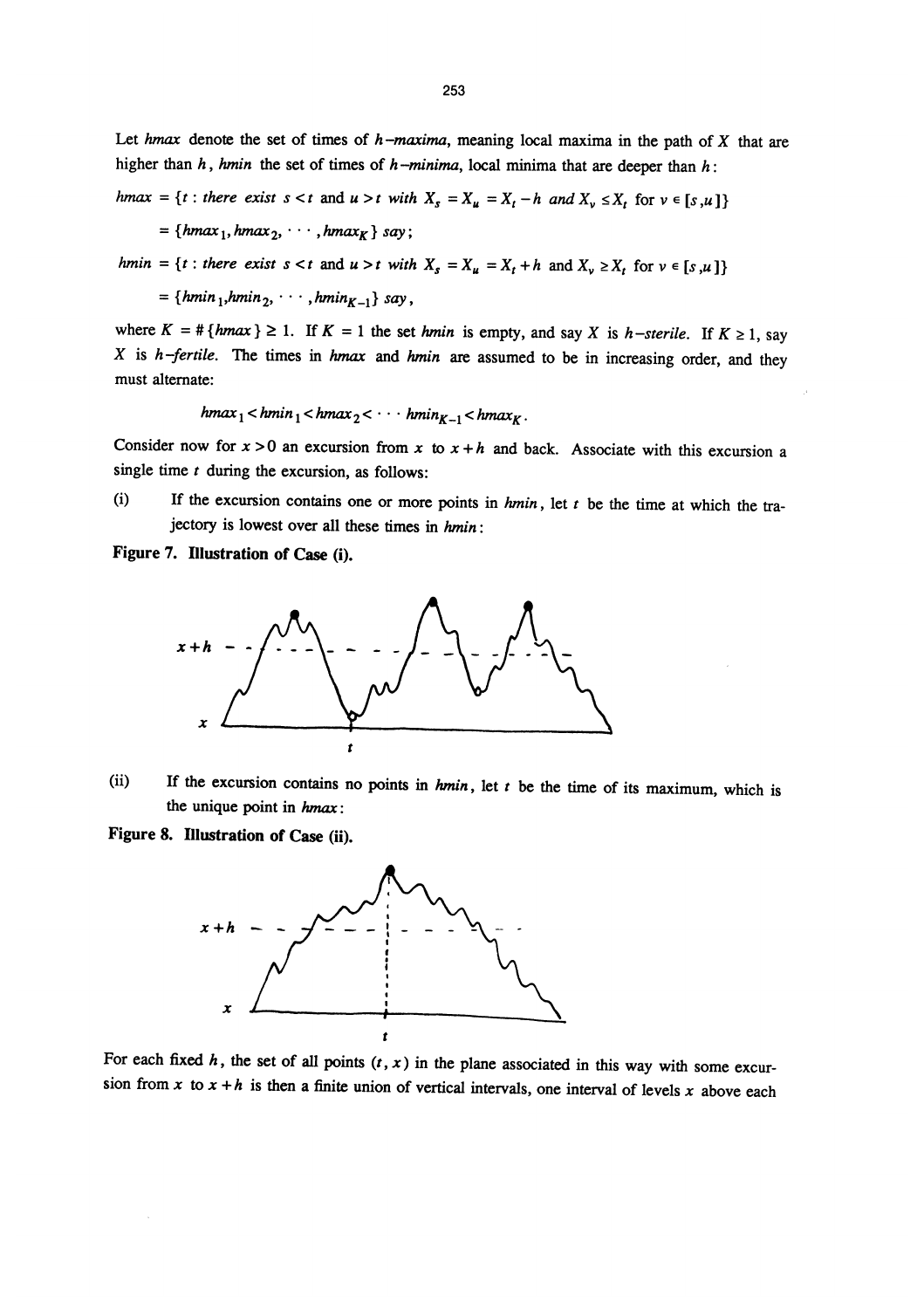Let *hmax* denote the set of times of *h-maxima*, meaning local maxima in the path of $X$ that are higher than $h$, *hmin* the set of times of *h-minima*, local minima that are deeper than $h$:

$$hmax = \{t : \text{there exist } s < t \text{ and } u > t \text{ with } X_s = X_u = X_t - h \text{ and } X_v \le X_t \text{ for } v \in [s,u]\}$$

$$= \{hmax_1, hmax_2, \cdots, hmax_K\} \text{ say;}$$

$$hmin = \{t : \text{there exist } s < t \text{ and } u > t \text{ with } X_s = X_u = X_t + h \text{ and } X_v \ge X_t \text{ for } v \in [s,u]\}$$

$$= \{hmin_1, hmin_2, \cdots, hmin_{K-1}\} \text{ say,}$$

where $K = \#\{hmax\} \ge 1$. If $K = 1$ the set *hmin* is empty, and say $X$ is *h-sterile*. If $K \ge 1$, say $X$ is *h-fertile*. The times in *hmax* and *hmin* are assumed to be in increasing order, and they must alternate:

$$hmax_1 < hmin_1 < hmax_2 < \cdots hmin_{K-1} < hmax_K .$$

Consider now for $x > 0$ an excursion from $x$ to $x + h$ and back. Associate with this excursion a single time $t$ during the excursion, as follows:

(i) If the excursion contains one or more points in *hmin*, let $t$ be the time at which the trajectory is lowest over all these times in *hmin*:

**Figure 7. Illustration of Case (i).**

(ii) If the excursion contains no points in *hmin*, let $t$ be the time of its maximum, which is the unique point in *hmax*:

**Figure 8. Illustration of Case (ii).**

For each fixed $h$, the set of all points $(t, x)$ in the plane associated in this way with some excursion from $x$ to $x + h$ is then a finite union of vertical intervals, one interval of levels $x$ above each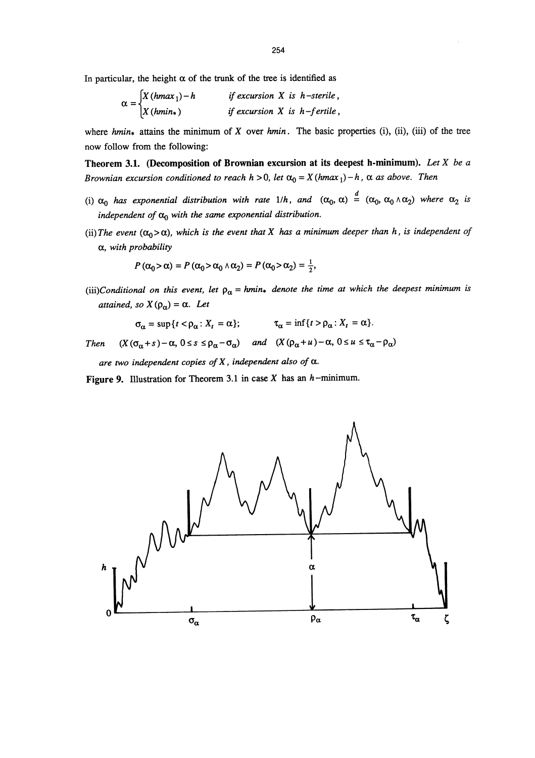In particular, the height $\alpha$ of the trunk of the tree is identified as

$$\alpha = \begin{cases} X(hmax_1) - h & \textit{if excursion } X \textit{ is } h\textit{-sterile}, \\ X(hmin_*) & \textit{if excursion } X \textit{ is } h\textit{-fertile}, \end{cases}$$

where $hmin_*$ attains the minimum of $X$ over $hmin$. The basic properties (i), (ii), (iii) of the tree now follow from the following:

**Theorem 3.1. (Decomposition of Brownian excursion at its deepest h-minimum).** *Let $X$ be a Brownian excursion conditioned to reach $h > 0$, let $\alpha_0 = X(hmax_1) - h$, $\alpha$ as above. Then*

(i) *$\alpha_0$ has exponential distribution with rate $1/h$, and $(\alpha_0, \alpha) \overset{d}{=} (\alpha_0, \alpha_0 \wedge \alpha_2)$ where $\alpha_2$ is independent of $\alpha_0$ with the same exponential distribution.*

(ii) *The event $(\alpha_0 > \alpha)$, which is the event that $X$ has a minimum deeper than $h$, is independent of $\alpha$, with probability*

$$P(\alpha_0 > \alpha) = P(\alpha_0 > \alpha_0 \wedge \alpha_2) = P(\alpha_0 > \alpha_2) = \tfrac{1}{2},$$

(iii) *Conditional on this event, let $\rho_\alpha = hmin_*$ denote the time at which the deepest minimum is attained, so $X(\rho_\alpha) = \alpha$. Let*

$$\sigma_\alpha = \sup\{t < \rho_\alpha : X_t = \alpha\}; \qquad \tau_\alpha = \inf\{t > \rho_\alpha : X_t = \alpha\}.$$

*Then* $\quad (X(\sigma_\alpha + s) - \alpha,\ 0 \le s \le \rho_\alpha - \sigma_\alpha)$ *and* $(X(\rho_\alpha + u) - \alpha,\ 0 \le u \le \tau_\alpha - \rho_\alpha)$

*are two independent copies of $X$, independent also of $\alpha$.*

**Figure 9.** Illustration for Theorem 3.1 in case $X$ has an $h$-minimum.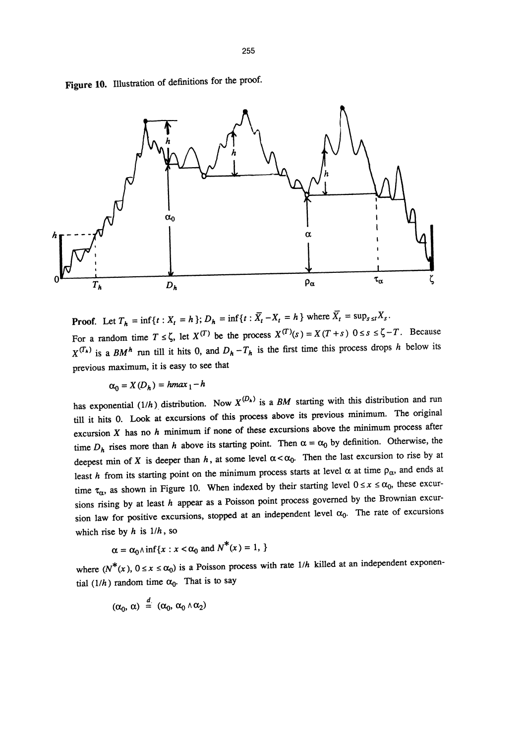Figure 10. Illustration of definitions for the proof.

**Proof.** Let $T_h = \inf\{t : X_t = h\}$; $D_h = \inf\{t : \bar{X}_t - X_t = h\}$ where $\bar{X}_t = \sup_{s \le t} X_s$.
For a random time $T \le \zeta$, let $X^{(T)}$ be the process $X^{(T)}(s) = X(T+s)$ $0 \le s \le \zeta - T$. Because $X^{(T_h)}$ is a $BM^h$ run till it hits 0, and $D_h - T_h$ is the first time this process drops $h$ below its previous maximum, it is easy to see that

$$\alpha_0 = X(D_h) = hmax_1 - h$$

has exponential $(1/h)$ distribution. Now $X^{(D_h)}$ is a $BM$ starting with this distribution and run till it hits 0. Look at excursions of this process above its previous minimum. The original excursion $X$ has no $h$ minimum if none of these excursions above the minimum process after time $D_h$ rises more than $h$ above its starting point. Then $\alpha = \alpha_0$ by definition. Otherwise, the deepest min of $X$ is deeper than $h$, at some level $\alpha < \alpha_0$. Then the last excursion to rise by at least $h$ from its starting point on the minimum process starts at level $\alpha$ at time $\rho_\alpha$, and ends at time $\tau_\alpha$, as shown in Figure 10. When indexed by their starting level $0 \le x \le \alpha_0$, these excursions rising by at least $h$ appear as a Poisson point process governed by the Brownian excursion law for positive excursions, stopped at an independent level $\alpha_0$. The rate of excursions which rise by $h$ is $1/h$, so

$$\alpha = \alpha_0 \wedge \inf\{x : x < \alpha_0 \text{ and } N^*(x) = 1, \}$$

where $(N^*(x), 0 \le x \le \alpha_0)$ is a Poisson process with rate $1/h$ killed at an independent exponential $(1/h)$ random time $\alpha_0$. That is to say

$$(\alpha_0, \alpha) \overset{d}{=} (\alpha_0, \alpha_0 \wedge \alpha_2)$$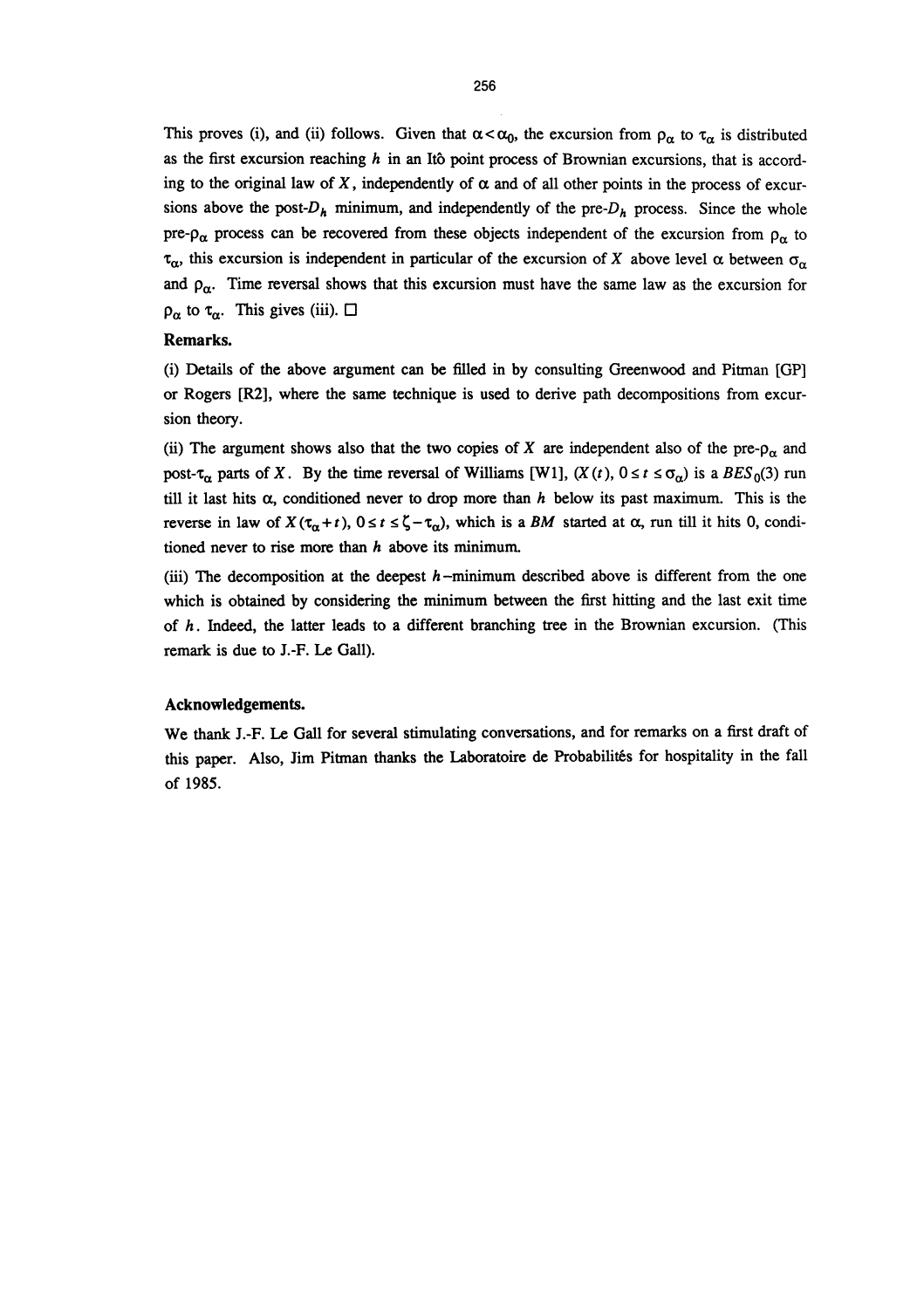This proves (i), and (ii) follows. Given that $\alpha < \alpha_0$, the excursion from $\rho_\alpha$ to $\tau_\alpha$ is distributed as the first excursion reaching $h$ in an Itô point process of Brownian excursions, that is according to the original law of $X$, independently of $\alpha$ and of all other points in the process of excursions above the post-$D_h$ minimum, and independently of the pre-$D_h$ process. Since the whole pre-$\rho_\alpha$ process can be recovered from these objects independent of the excursion from $\rho_\alpha$ to $\tau_\alpha$, this excursion is independent in particular of the excursion of $X$ above level $\alpha$ between $\sigma_\alpha$ and $\rho_\alpha$. Time reversal shows that this excursion must have the same law as the excursion for $\rho_\alpha$ to $\tau_\alpha$. This gives (iii). □

**Remarks.**

(i) Details of the above argument can be filled in by consulting Greenwood and Pitman [GP] or Rogers [R2], where the same technique is used to derive path decompositions from excursion theory.

(ii) The argument shows also that the two copies of $X$ are independent also of the pre-$\rho_\alpha$ and post-$\tau_\alpha$ parts of $X$. By the time reversal of Williams [W1], $(X(t),\ 0 \le t \le \sigma_\alpha)$ is a $BES_0(3)$ run till it last hits $\alpha$, conditioned never to drop more than $h$ below its past maximum. This is the reverse in law of $X(\tau_\alpha + t),\ 0 \le t \le \zeta - \tau_\alpha)$, which is a $BM$ started at $\alpha$, run till it hits 0, conditioned never to rise more than $h$ above its minimum.

(iii) The decomposition at the deepest $h$-minimum described above is different from the one which is obtained by considering the minimum between the first hitting and the last exit time of $h$. Indeed, the latter leads to a different branching tree in the Brownian excursion. (This remark is due to J.-F. Le Gall).

**Acknowledgements.**

We thank J.-F. Le Gall for several stimulating conversations, and for remarks on a first draft of this paper. Also, Jim Pitman thanks the Laboratoire de Probabilités for hospitality in the fall of 1985.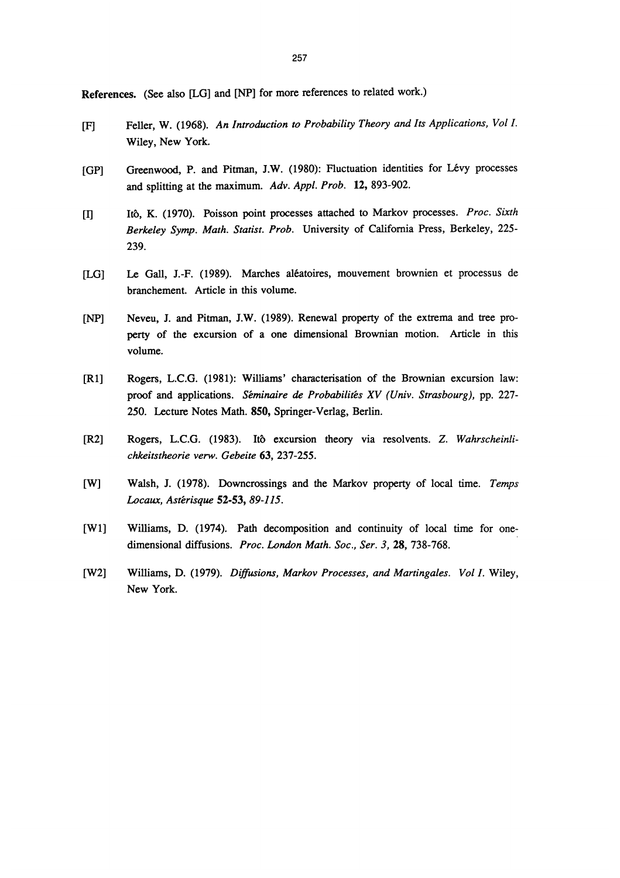**References.** (See also [LG] and [NP] for more references to related work.)

[F] Feller, W. (1968). *An Introduction to Probability Theory and Its Applications, Vol I.* Wiley, New York.

[GP] Greenwood, P. and Pitman, J.W. (1980): Fluctuation identities for Lévy processes and splitting at the maximum. *Adv. Appl. Prob.* **12,** 893-902.

[I] Itô, K. (1970). Poisson point processes attached to Markov processes. *Proc. Sixth Berkeley Symp. Math. Statist. Prob.* University of California Press, Berkeley, 225-239.

[LG] Le Gall, J.-F. (1989). Marches aléatoires, mouvement brownien et processus de branchement. Article in this volume.

[NP] Neveu, J. and Pitman, J.W. (1989). Renewal property of the extrema and tree property of the excursion of a one dimensional Brownian motion. Article in this volume.

[R1] Rogers, L.C.G. (1981): Williams' characterisation of the Brownian excursion law: proof and applications. *Séminaire de Probabilités XV (Univ. Strasbourg),* pp. 227-250. Lecture Notes Math. **850,** Springer-Verlag, Berlin.

[R2] Rogers, L.C.G. (1983). Itô excursion theory via resolvents. *Z. Wahrscheinlichkeitstheorie verw. Gebeite* **63,** 237-255.

[W] Walsh, J. (1978). Downcrossings and the Markov property of local time. *Temps Locaux, Astérisque* **52-53,** *89-115.*

[W1] Williams, D. (1974). Path decomposition and continuity of local time for one-dimensional diffusions. *Proc. London Math. Soc., Ser. 3,* **28,** 738-768.

[W2] Williams, D. (1979). *Diffusions, Markov Processes, and Martingales. Vol I.* Wiley, New York.